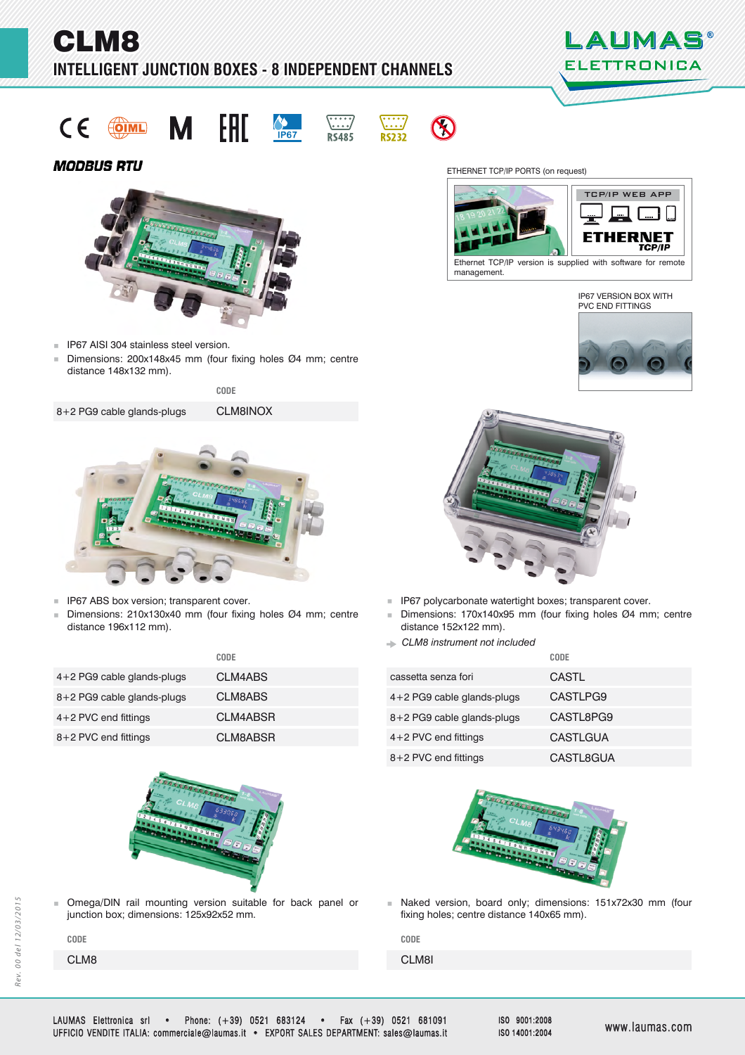# CLM8

## INTELLIGENT JUNCTION BOXES - 8 INDEPENDENT CHANNELS

LAUMAS® ELETTRONICA

IP67 RS485 RS232

### MODBUS RTU

- IP67 AISI 304 stainless steel version.
- Dimensions: 200x148x45 mm (four fixing holes Ø4 mm; centre distance 148x132 mm).

| | CODE |
|---|---|
| 8+2 PG9 cable glands-plugs | CLM8INOX |

ETHERNET TCP/IP PORTS (on request)

TCP/IP WEB APP

ETHERNET TCP/IP

Ethernet TCP/IP version is supplied with software for remote management.

IP67 VERSION BOX WITH PVC END FITTINGS

- IP67 ABS box version; transparent cover.
- Dimensions: 210x130x40 mm (four fixing holes Ø4 mm; centre distance 196x112 mm).

| | CODE |
|---|---|
| 4+2 PG9 cable glands-plugs | CLM4ABS |
| 8+2 PG9 cable glands-plugs | CLM8ABS |
| 4+2 PVC end fittings | CLM4ABSR |
| 8+2 PVC end fittings | CLM8ABSR |

- IP67 polycarbonate watertight boxes; transparent cover.
- Dimensions: 170x140x95 mm (four fixing holes Ø4 mm; centre distance 152x122 mm).

*CLM8 instrument not included*

| | CODE |
|---|---|
| cassetta senza fori | CASTL |
| 4+2 PG9 cable glands-plugs | CASTLPG9 |
| 8+2 PG9 cable glands-plugs | CASTL8PG9 |
| 4+2 PVC end fittings | CASTLGUA |
| 8+2 PVC end fittings | CASTL8GUA |

- Omega/DIN rail mounting version suitable for back panel or junction box; dimensions: 125x92x52 mm.

| CODE |
|---|
| CLM8 |

- Naked version, board only; dimensions: 151x72x30 mm (four fixing holes; centre distance 140x65 mm).

| CODE |
|---|
| CLM8I |

Rev. 00 del 12/03/2015

LAUMAS Elettronica srl • Phone: (+39) 0521 683124 • Fax (+39) 0521 681091
UFFICIO VENDITE ITALIA: commerciale@laumas.it • EXPORT SALES DEPARTMENT: sales@laumas.it

ISO 9001:2008
ISO 14001:2004

www.laumas.com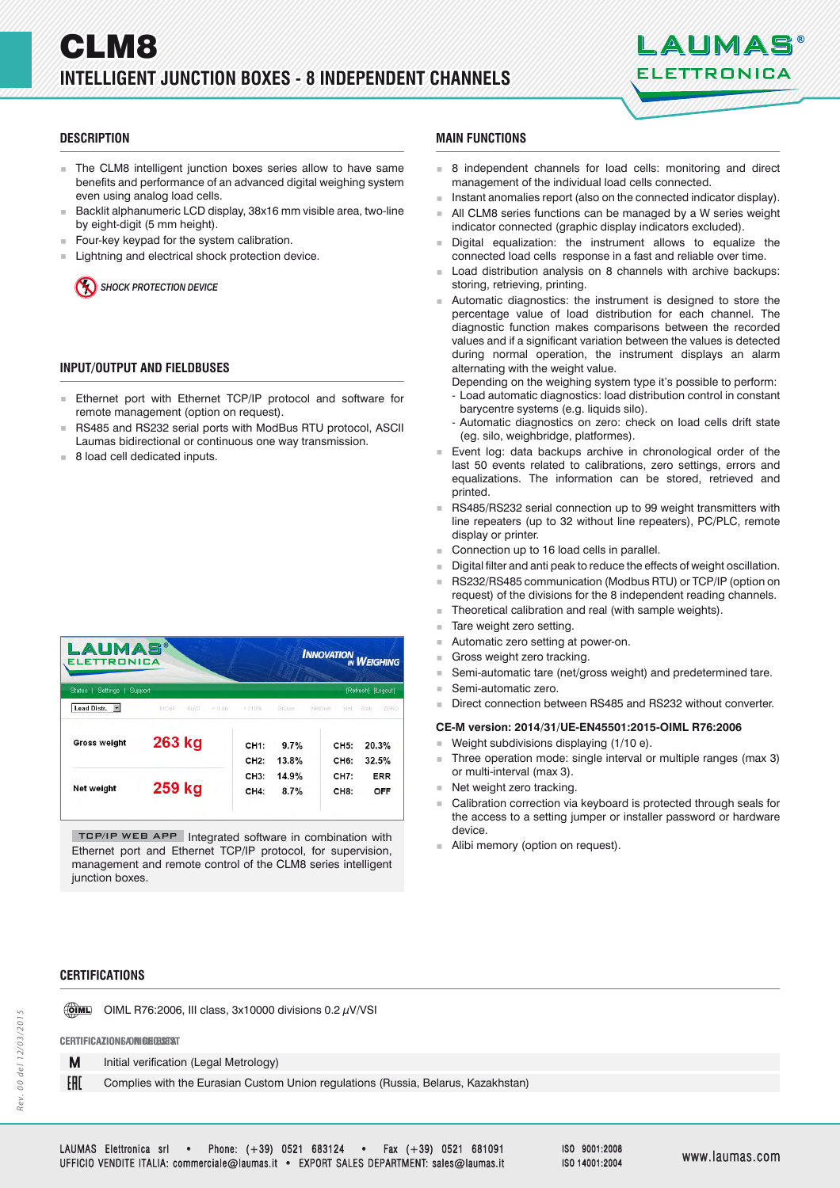# CLM8

## INTELLIGENT JUNCTION BOXES - 8 INDEPENDENT CHANNELS

### DESCRIPTION

- The CLM8 intelligent junction boxes series allow to have same benefits and performance of an advanced digital weighing system even using analog load cells.
- Backlit alphanumeric LCD display, 38x16 mm visible area, two-line by eight-digit (5 mm height).
- Four-key keypad for the system calibration.
- Lightning and electrical shock protection device.

***SHOCK PROTECTION DEVICE***

### INPUT/OUTPUT AND FIELDBUSES

- Ethernet port with Ethernet TCP/IP protocol and software for remote management (option on request).
- RS485 and RS232 serial ports with ModBus RTU protocol, ASCII Laumas bidirectional or continuous one way transmission.
- 8 load cell dedicated inputs.

**TCP/IP WEB APP** Integrated software in combination with Ethernet port and Ethernet TCP/IP protocol, for supervision, management and remote control of the CLM8 series intelligent junction boxes.

### MAIN FUNCTIONS

- 8 independent channels for load cells: monitoring and direct management of the individual load cells connected.
- Instant anomalies report (also on the connected indicator display).
- All CLM8 series functions can be managed by a W series weight indicator connected (graphic display indicators excluded).
- Digital equalization: the instrument allows to equalize the connected load cells response in a fast and reliable over time.
- Load distribution analysis on 8 channels with archive backups: storing, retrieving, printing.
- Automatic diagnostics: the instrument is designed to store the percentage value of load distribution for each channel. The diagnostic function makes comparisons between the recorded values and if a significant variation between the values is detected during normal operation, the instrument displays an alarm alternating with the weight value.
  Depending on the weighing system type it's possible to perform:
  - Load automatic diagnostics: load distribution control in constant barycentre systems (e.g. liquids silo).
  - Automatic diagnostics on zero: check on load cells drift state (eg. silo, weighbridge, platformes).
- Event log: data backups archive in chronological order of the last 50 events related to calibrations, zero settings, errors and equalizations. The information can be stored, retrieved and printed.
- RS485/RS232 serial connection up to 99 weight transmitters with line repeaters (up to 32 without line repeaters), PC/PLC, remote display or printer.
- Connection up to 16 load cells in parallel.
- Digital filter and anti peak to reduce the effects of weight oscillation.
- RS232/RS485 communication (Modbus RTU) or TCP/IP (option on request) of the divisions for the 8 independent reading channels.
- Theoretical calibration and real (with sample weights).
- Tare weight zero setting.
- Automatic zero setting at power-on.
- Gross weight zero tracking.
- Semi-automatic tare (net/gross weight) and predetermined tare.
- Semi-automatic zero.
- Direct connection between RS485 and RS232 without converter.

**CE-M version: 2014/31/UE-EN45501:2015-OIML R76:2006**

- Weight subdivisions displaying (1/10 e).
- Three operation mode: single interval or multiple ranges (max 3) or multi-interval (max 3).
- Net weight zero tracking.
- Calibration correction via keyboard is protected through seals for the access to a setting jumper or installer password or hardware device.
- Alibi memory (option on request).

### CERTIFICATIONS

OIML R76:2006, III class, 3x10000 divisions 0.2 µV/VSI

**CERTIFICATIONS ON REQUEST**

| | |
|---|---|
| M | Initial verification (Legal Metrology) |
| EAC | Complies with the Eurasian Custom Union regulations (Russia, Belarus, Kazakhstan) |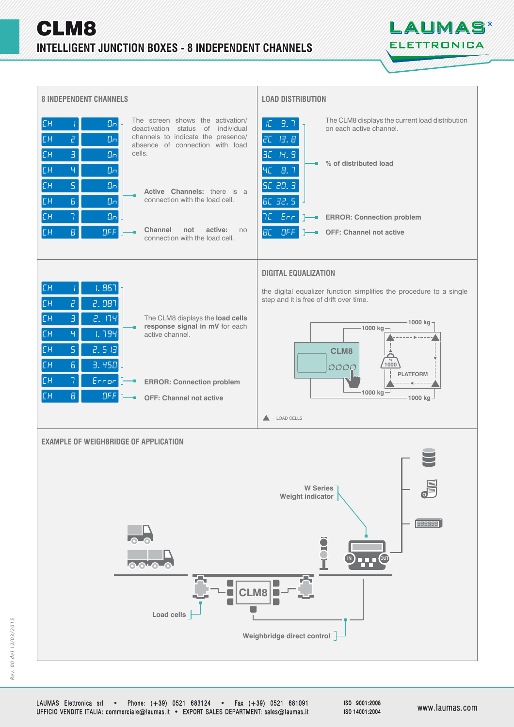# CLM8

## INTELLIGENT JUNCTION BOXES - 8 INDEPENDENT CHANNELS

### 8 INDEPENDENT CHANNELS

| Channel | Status |
|---|---|
| CH 1 | On |
| CH 2 | On |
| CH 3 | On |
| CH 4 | On |
| CH 5 | On |
| CH 6 | On |
| CH 7 | On |
| CH 8 | OFF |

The screen shows the activation/deactivation status of individual channels to indicate the presence/absence of connection with load cells.

**Active Channels:** there is a connection with the load cell.

**Channel not active:** no connection with the load cell.

### LOAD DISTRIBUTION

| Display |
|---|
| 1C 9.7 |
| 2C 13.8 |
| 3C 14.9 |
| 4C 8.7 |
| 5C 20.3 |
| 6C 32.5 |
| 7C Err |
| 8C OFF |

The CLM8 displays the current load distribution on each active channel.

**% of distributed load**

**ERROR: Connection problem**

**OFF: Channel not active**

| Channel | Signal |
|---|---|
| CH 1 | 1.867 |
| CH 2 | 2.087 |
| CH 3 | 2.174 |
| CH 4 | 1.794 |
| CH 5 | 2.513 |
| CH 6 | 3.450 |
| CH 7 | Error |
| CH 8 | OFF |

The CLM8 displays the **load cells response signal in mV** for each active channel.

**ERROR: Connection problem**

**OFF: Channel not active**

### DIGITAL EQUALIZATION

the digital equalizer function simplifies the procedure to a single step and it is free of drift over time.

CLM8 — 1000 kg — 1000 kg — 1000 kg — 1000 kg — PLATFORM — 1000 kg

▲ = LOAD CELLS

### EXAMPLE OF WEIGHBRIDGE OF APPLICATION

W Series Weight indicator

IN — OUT

999999

CLM8

Load cells

Weighbridge direct control

LAUMAS Elettronica srl • Phone: (+39) 0521 683124 • Fax (+39) 0521 681091
UFFICIO VENDITE ITALIA: commerciale@laumas.it • EXPORT SALES DEPARTMENT: sales@laumas.it

ISO 9001:2008
ISO 14001:2004

www.laumas.com

Rev. 00 del 12/03/2015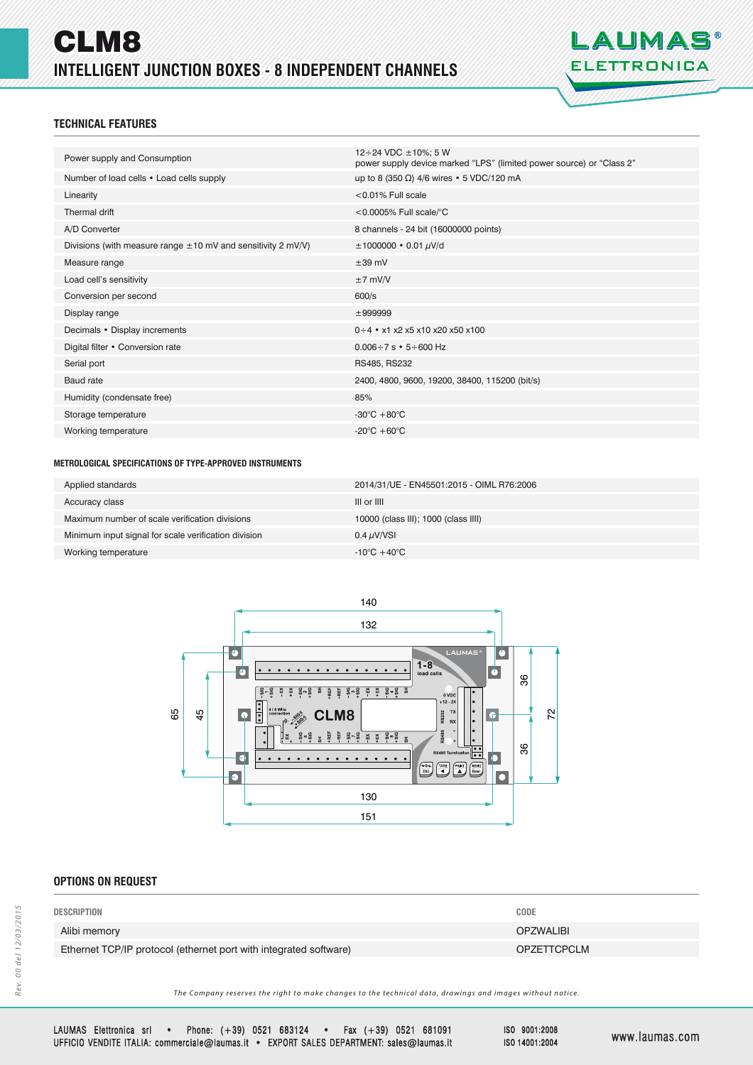# CLM8

## INTELLIGENT JUNCTION BOXES - 8 INDEPENDENT CHANNELS

### TECHNICAL FEATURES

| | |
|---|---|
| Power supply and Consumption | 12÷24 VDC ±10%; 5 W<br>power supply device marked "LPS" (limited power source) or "Class 2" |
| Number of load cells • Load cells supply | up to 8 (350 Ω) 4/6 wires • 5 VDC/120 mA |
| Linearity | <0.01% Full scale |
| Thermal drift | <0.0005% Full scale/°C |
| A/D Converter | 8 channels - 24 bit (16000000 points) |
| Divisions (with measure range ±10 mV and sensitivity 2 mV/V) | ±1000000 • 0.01 μV/d |
| Measure range | ±39 mV |
| Load cell's sensitivity | ±7 mV/V |
| Conversion per second | 600/s |
| Display range | ±999999 |
| Decimals • Display increments | 0÷4 • x1 x2 x5 x10 x20 x50 x100 |
| Digital filter • Conversion rate | 0.006÷7 s • 5÷600 Hz |
| Serial port | RS485, RS232 |
| Baud rate | 2400, 4800, 9600, 19200, 38400, 115200 (bit/s) |
| Humidity (condensate free) | 85% |
| Storage temperature | -30°C +80°C |
| Working temperature | -20°C +60°C |

#### METROLOGICAL SPECIFICATIONS OF TYPE-APPROVED INSTRUMENTS

| | |
|---|---|
| Applied standards | 2014/31/UE - EN45501:2015 - OIML R76:2006 |
| Accuracy class | III or IIII |
| Maximum number of scale verification divisions | 10000 (class III); 1000 (class IIII) |
| Minimum input signal for scale verification division | 0.4 μV/VSI |
| Working temperature | -10°C +40°C |

140
132
65
45
36
72
36
130
151

### OPTIONS ON REQUEST

| DESCRIPTION | CODE |
|---|---|
| Alibi memory | OPZWALIBI |
| Ethernet TCP/IP protocol (ethernet port with integrated software) | OPZETTCPCLM |

*The Company reserves the right to make changes to the technical data, drawings and images without notice.*

LAUMAS Elettronica srl • Phone: (+39) 0521 683124 • Fax (+39) 0521 681091
UFFICIO VENDITE ITALIA: commerciale@laumas.it • EXPORT SALES DEPARTMENT: sales@laumas.it

ISO 9001:2008
ISO 14001:2004

www.laumas.com